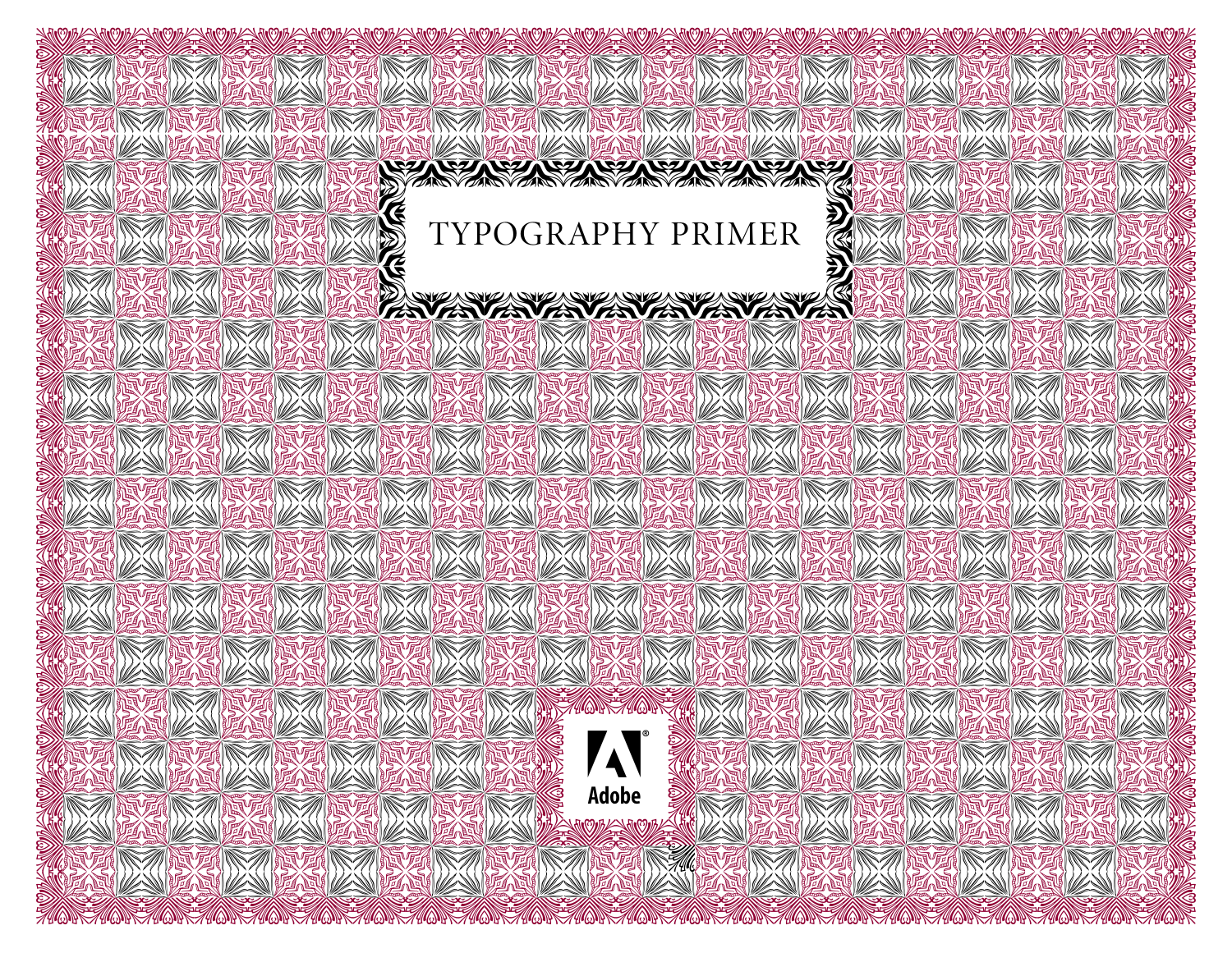# TYPOGRAPHY PRIMER

Adobe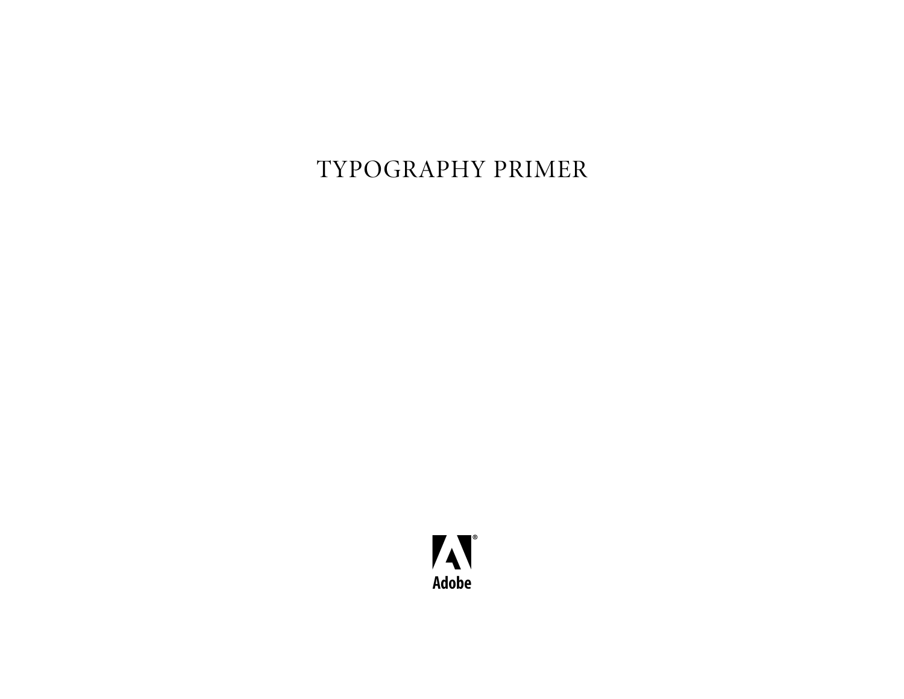# TYPOGRAPHY PRIMER

Adobe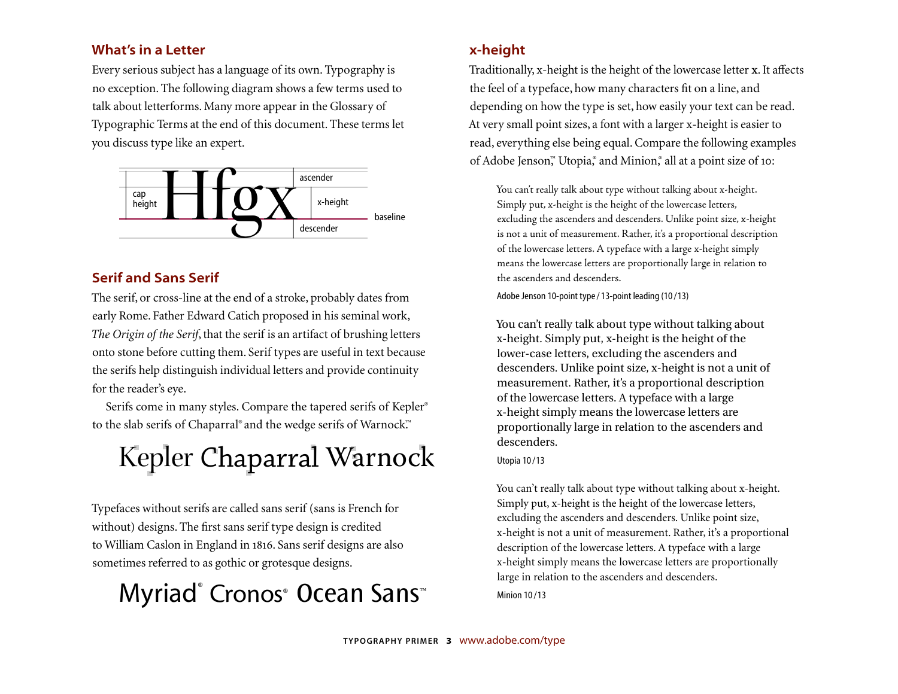## What's in a Letter

Every serious subject has a language of its own. Typography is no exception. The following diagram shows a few terms used to talk about letterforms. Many more appear in the Glossary of Typographic Terms at the end of this document. These terms let you discuss type like an expert.

Hfgx

cap height | ascender | x-height | descender | baseline

## Serif and Sans Serif

The serif, or cross-line at the end of a stroke, probably dates from early Rome. Father Edward Catich proposed in his seminal work, *The Origin of the Serif*, that the serif is an artifact of brushing letters onto stone before cutting them. Serif types are useful in text because the serifs help distinguish individual letters and provide continuity for the reader's eye.

Serifs come in many styles. Compare the tapered serifs of Kepler® to the slab serifs of Chaparral® and the wedge serifs of Warnock.™

Kepler Chaparral Warnock

Typefaces without serifs are called sans serif (sans is French for without) designs. The first sans serif type design is credited to William Caslon in England in 1816. Sans serif designs are also sometimes referred to as gothic or grotesque designs.

Myriad® Cronos® Ocean Sans™

## x-height

Traditionally, x-height is the height of the lowercase letter **x**. It affects the feel of a typeface, how many characters fit on a line, and depending on how the type is set, how easily your text can be read. At very small point sizes, a font with a larger x-height is easier to read, everything else being equal. Compare the following examples of Adobe Jenson,™ Utopia,® and Minion,® all at a point size of 10:

> You can't really talk about type without talking about x-height. Simply put, x-height is the height of the lowercase letters, excluding the ascenders and descenders. Unlike point size, x-height is not a unit of measurement. Rather, it's a proportional description of the lowercase letters. A typeface with a large x-height simply means the lowercase letters are proportionally large in relation to the ascenders and descenders.

Adobe Jenson 10-point type / 13-point leading (10/13)

> You can't really talk about type without talking about x-height. Simply put, x-height is the height of the lower-case letters, excluding the ascenders and descenders. Unlike point size, x-height is not a unit of measurement. Rather, it's a proportional description of the lowercase letters. A typeface with a large x-height simply means the lowercase letters are proportionally large in relation to the ascenders and descenders.

Utopia 10/13

> You can't really talk about type without talking about x-height. Simply put, x-height is the height of the lowercase letters, excluding the ascenders and descenders. Unlike point size, x-height is not a unit of measurement. Rather, it's a proportional description of the lowercase letters. A typeface with a large x-height simply means the lowercase letters are proportionally large in relation to the ascenders and descenders.

Minion 10/13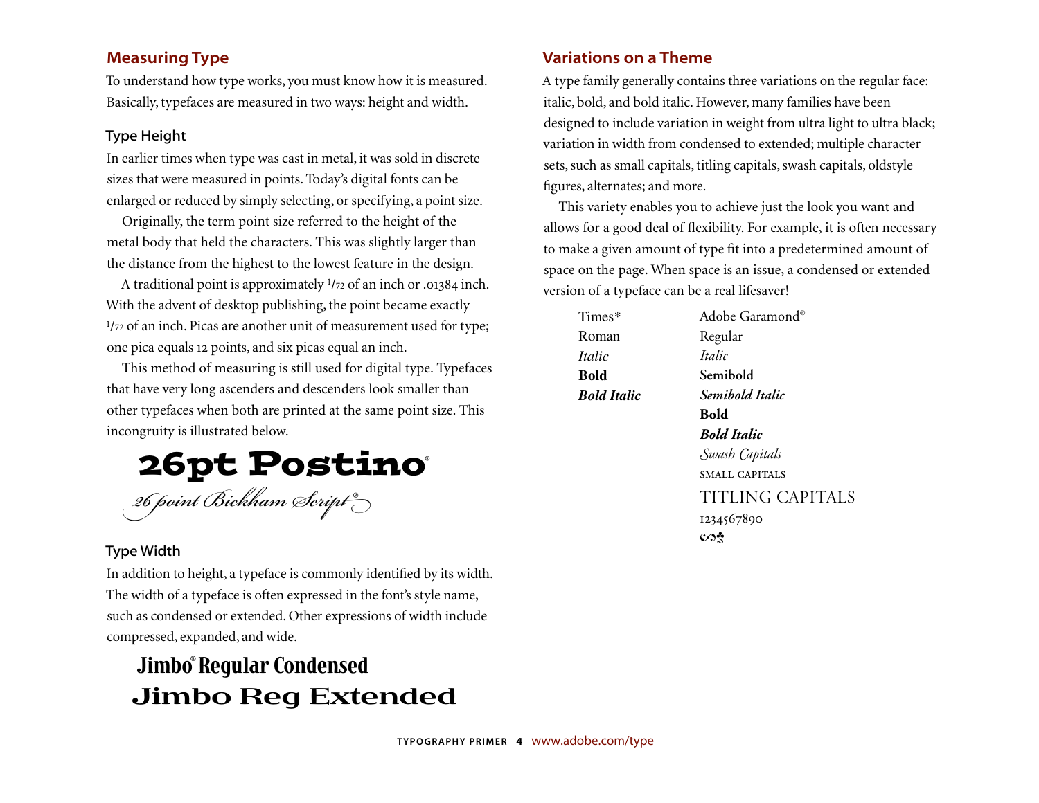## Measuring Type

To understand how type works, you must know how it is measured. Basically, typefaces are measured in two ways: height and width.

### Type Height

In earlier times when type was cast in metal, it was sold in discrete sizes that were measured in points. Today's digital fonts can be enlarged or reduced by simply selecting, or specifying, a point size.

Originally, the term point size referred to the height of the metal body that held the characters. This was slightly larger than the distance from the highest to the lowest feature in the design.

A traditional point is approximately 1/72 of an inch or .01384 inch. With the advent of desktop publishing, the point became exactly 1/72 of an inch. Picas are another unit of measurement used for type; one pica equals 12 points, and six picas equal an inch.

This method of measuring is still used for digital type. Typefaces that have very long ascenders and descenders look smaller than other typefaces when both are printed at the same point size. This incongruity is illustrated below.

**26pt Postino®**

*26 point Bickham Script®*

### Type Width

In addition to height, a typeface is commonly identified by its width. The width of a typeface is often expressed in the font's style name, such as condensed or extended. Other expressions of width include compressed, expanded, and wide.

**Jimbo® Regular Condensed**

**Jimbo Reg Extended**

## Variations on a Theme

A type family generally contains three variations on the regular face: italic, bold, and bold italic. However, many families have been designed to include variation in weight from ultra light to ultra black; variation in width from condensed to extended; multiple character sets, such as small capitals, titling capitals, swash capitals, oldstyle figures, alternates; and more.

This variety enables you to achieve just the look you want and allows for a good deal of flexibility. For example, it is often necessary to make a given amount of type fit into a predetermined amount of space on the page. When space is an issue, a condensed or extended version of a typeface can be a real lifesaver!

| Times* | Adobe Garamond® |
|---|---|
| Roman | Regular |
| *Italic* | *Italic* |
| **Bold** | **Semibold** |
| ***Bold Italic*** | ***Semibold Italic*** |
| | **Bold** |
| | ***Bold Italic*** |
| | *Swash Capitals* |
| | SMALL CAPITALS |
| | TITLING CAPITALS |
| | 1234567890 |
| | ❦ |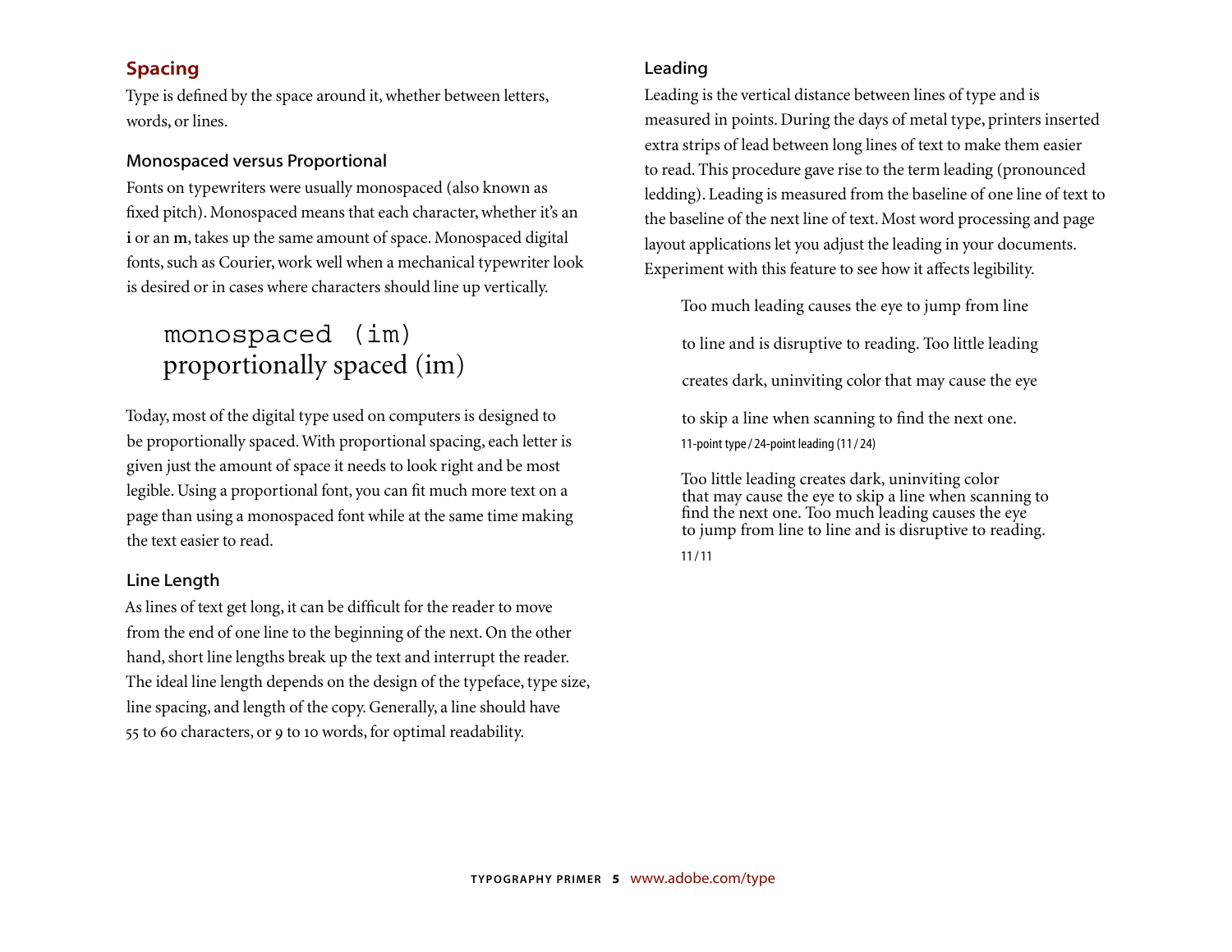## Spacing

Type is defined by the space around it, whether between letters, words, or lines.

### Monospaced versus Proportional

Fonts on typewriters were usually monospaced (also known as fixed pitch). Monospaced means that each character, whether it's an **i** or an **m**, takes up the same amount of space. Monospaced digital fonts, such as Courier, work well when a mechanical typewriter look is desired or in cases where characters should line up vertically.

```
monospaced (im)
```

proportionally spaced (im)

Today, most of the digital type used on computers is designed to be proportionally spaced. With proportional spacing, each letter is given just the amount of space it needs to look right and be most legible. Using a proportional font, you can fit much more text on a page than using a monospaced font while at the same time making the text easier to read.

### Line Length

As lines of text get long, it can be difficult for the reader to move from the end of one line to the beginning of the next. On the other hand, short line lengths break up the text and interrupt the reader. The ideal line length depends on the design of the typeface, type size, line spacing, and length of the copy. Generally, a line should have 55 to 60 characters, or 9 to 10 words, for optimal readability.

### Leading

Leading is the vertical distance between lines of type and is measured in points. During the days of metal type, printers inserted extra strips of lead between long lines of text to make them easier to read. This procedure gave rise to the term leading (pronounced ledding). Leading is measured from the baseline of one line of text to the baseline of the next line of text. Most word processing and page layout applications let you adjust the leading in your documents. Experiment with this feature to see how it affects legibility.

Too much leading causes the eye to jump from line

to line and is disruptive to reading. Too little leading

creates dark, uninviting color that may cause the eye

to skip a line when scanning to find the next one.

11-point type / 24-point leading (11 / 24)

Too little leading creates dark, uninviting color
that may cause the eye to skip a line when scanning to
find the next one. Too much leading causes the eye
to jump from line to line and is disruptive to reading.

11 / 11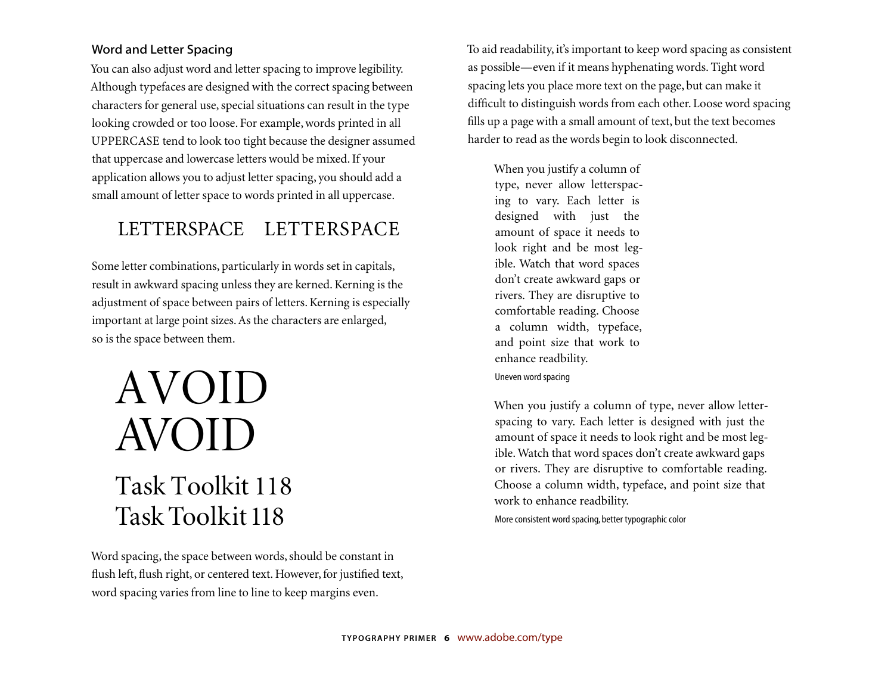### Word and Letter Spacing

You can also adjust word and letter spacing to improve legibility. Although typefaces are designed with the correct spacing between characters for general use, special situations can result in the type looking crowded or too loose. For example, words printed in all UPPERCASE tend to look too tight because the designer assumed that uppercase and lowercase letters would be mixed. If your application allows you to adjust letter spacing, you should add a small amount of letter space to words printed in all uppercase.

LETTERSPACE    LETTERSPACE

Some letter combinations, particularly in words set in capitals, result in awkward spacing unless they are kerned. Kerning is the adjustment of space between pairs of letters. Kerning is especially important at large point sizes. As the characters are enlarged, so is the space between them.

AVOID
AVOID

Task Toolkit 118
Task Toolkit 118

Word spacing, the space between words, should be constant in flush left, flush right, or centered text. However, for justified text, word spacing varies from line to line to keep margins even.

To aid readability, it's important to keep word spacing as consistent as possible—even if it means hyphenating words. Tight word spacing lets you place more text on the page, but can make it difficult to distinguish words from each other. Loose word spacing fills up a page with a small amount of text, but the text becomes harder to read as the words begin to look disconnected.

When you justify a column of type, never allow letterspacing to vary. Each letter is designed with just the amount of space it needs to look right and be most legible. Watch that word spaces don't create awkward gaps or rivers. They are disruptive to comfortable reading. Choose a column width, typeface, and point size that work to enhance readbility.

Uneven word spacing

When you justify a column of type, never allow letterspacing to vary. Each letter is designed with just the amount of space it needs to look right and be most legible. Watch that word spaces don't create awkward gaps or rivers. They are disruptive to comfortable reading. Choose a column width, typeface, and point size that work to enhance readbility.

More consistent word spacing, better typographic color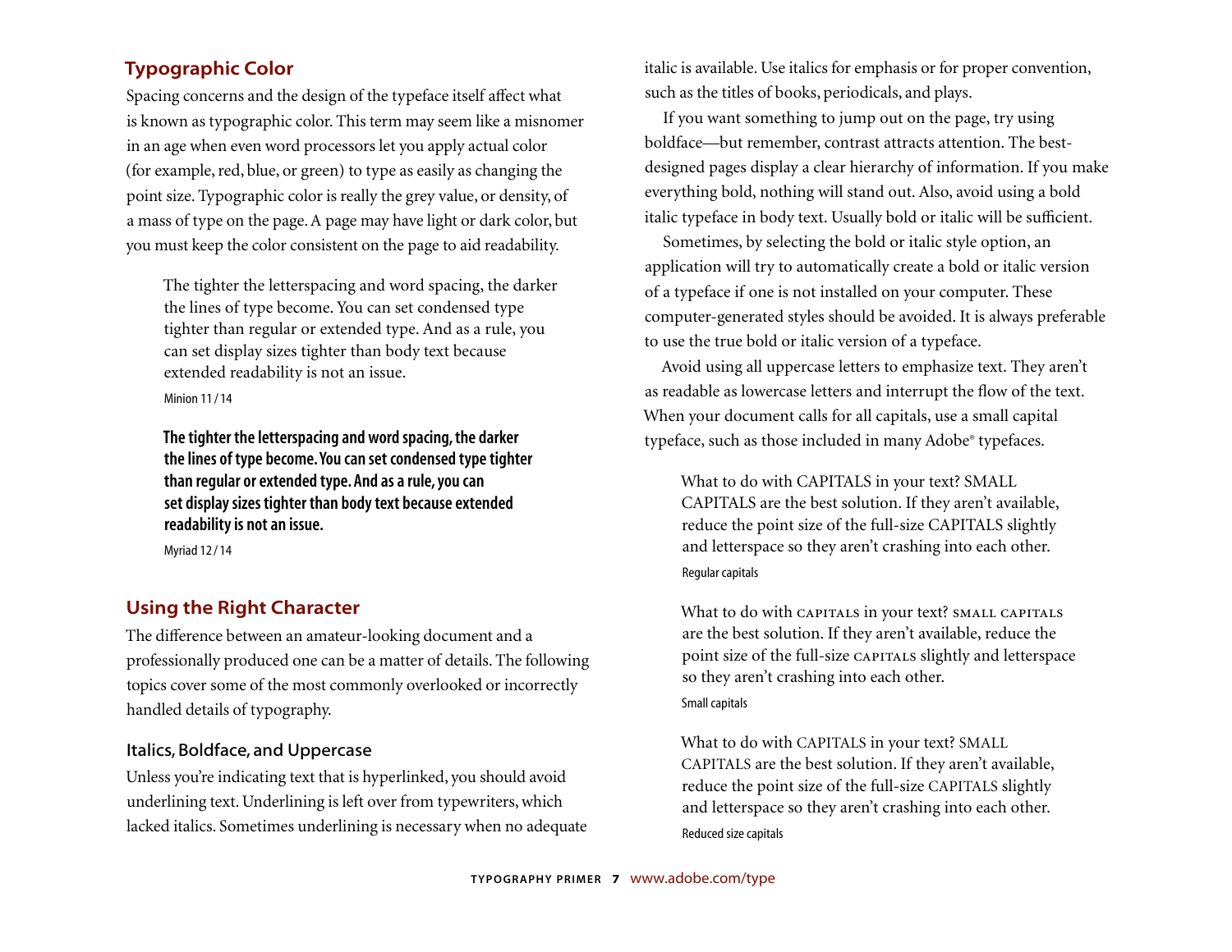## Typographic Color

Spacing concerns and the design of the typeface itself affect what is known as typographic color. This term may seem like a misnomer in an age when even word processors let you apply actual color (for example, red, blue, or green) to type as easily as changing the point size. Typographic color is really the grey value, or density, of a mass of type on the page. A page may have light or dark color, but you must keep the color consistent on the page to aid readability.

> The tighter the letterspacing and word spacing, the darker the lines of type become. You can set condensed type tighter than regular or extended type. And as a rule, you can set display sizes tighter than body text because extended readability is not an issue.
>
> Minion 11 / 14

> **The tighter the letterspacing and word spacing, the darker the lines of type become. You can set condensed type tighter than regular or extended type. And as a rule, you can set display sizes tighter than body text because extended readability is not an issue.**
>
> Myriad 12 / 14

## Using the Right Character

The difference between an amateur-looking document and a professionally produced one can be a matter of details. The following topics cover some of the most commonly overlooked or incorrectly handled details of typography.

### Italics, Boldface, and Uppercase

Unless you're indicating text that is hyperlinked, you should avoid underlining text. Underlining is left over from typewriters, which lacked italics. Sometimes underlining is necessary when no adequate italic is available. Use italics for emphasis or for proper convention, such as the titles of books, periodicals, and plays.

If you want something to jump out on the page, try using boldface—but remember, contrast attracts attention. The best-designed pages display a clear hierarchy of information. If you make everything bold, nothing will stand out. Also, avoid using a bold italic typeface in body text. Usually bold or italic will be sufficient.

Sometimes, by selecting the bold or italic style option, an application will try to automatically create a bold or italic version of a typeface if one is not installed on your computer. These computer-generated styles should be avoided. It is always preferable to use the true bold or italic version of a typeface.

Avoid using all uppercase letters to emphasize text. They aren't as readable as lowercase letters and interrupt the flow of the text. When your document calls for all capitals, use a small capital typeface, such as those included in many Adobe® typefaces.

> What to do with CAPITALS in your text? SMALL CAPITALS are the best solution. If they aren't available, reduce the point size of the full-size CAPITALS slightly and letterspace so they aren't crashing into each other.
>
> Regular capitals

> What to do with capitals in your text? small capitals are the best solution. If they aren't available, reduce the point size of the full-size capitals slightly and letterspace so they aren't crashing into each other.
>
> Small capitals

> What to do with CAPITALS in your text? SMALL CAPITALS are the best solution. If they aren't available, reduce the point size of the full-size CAPITALS slightly and letterspace so they aren't crashing into each other.
>
> Reduced size capitals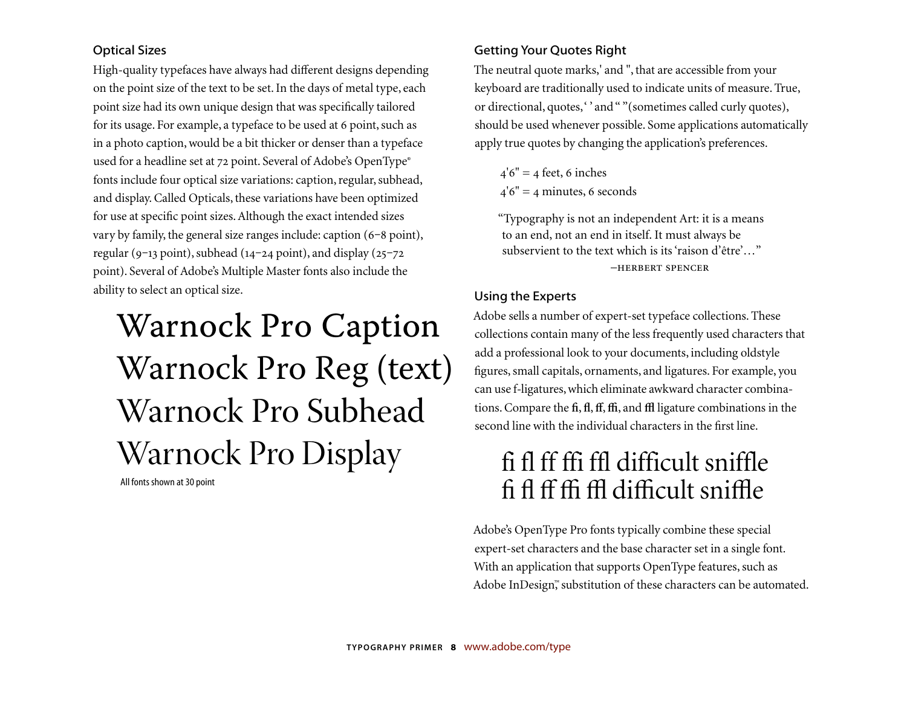## Optical Sizes

High-quality typefaces have always had different designs depending on the point size of the text to be set. In the days of metal type, each point size had its own unique design that was specifically tailored for its usage. For example, a typeface to be used at 6 point, such as in a photo caption, would be a bit thicker or denser than a typeface used for a headline set at 72 point. Several of Adobe's OpenType® fonts include four optical size variations: caption, regular, subhead, and display. Called Opticals, these variations have been optimized for use at specific point sizes. Although the exact intended sizes vary by family, the general size ranges include: caption (6–8 point), regular (9–13 point), subhead (14–24 point), and display (25–72 point). Several of Adobe's Multiple Master fonts also include the ability to select an optical size.

Warnock Pro Caption
Warnock Pro Reg (text)
Warnock Pro Subhead
Warnock Pro Display

All fonts shown at 30 point

## Getting Your Quotes Right

The neutral quote marks, ' and ", that are accessible from your keyboard are traditionally used to indicate units of measure. True, or directional, quotes, ‘ ’ and “ ” (sometimes called curly quotes), should be used whenever possible. Some applications automatically apply true quotes by changing the application's preferences.

4'6" = 4 feet, 6 inches
4'6" = 4 minutes, 6 seconds

> “Typography is not an independent Art: it is a means to an end, not an end in itself. It must always be subservient to the text which is its ‘raison d'être’…”
> —HERBERT SPENCER

## Using the Experts

Adobe sells a number of expert-set typeface collections. These collections contain many of the less frequently used characters that add a professional look to your documents, including oldstyle figures, small capitals, ornaments, and ligatures. For example, you can use f-ligatures, which eliminate awkward character combinations. Compare the fi, fl, ff, ffi, and ffl ligature combinations in the second line with the individual characters in the first line.

fi fl ff ffi ffl difficult sniffle
ﬁ ﬂ ﬀ ﬃ ﬄ diﬃcult sniﬄe

Adobe's OpenType Pro fonts typically combine these special expert-set characters and the base character set in a single font. With an application that supports OpenType features, such as Adobe InDesign,™ substitution of these characters can be automated.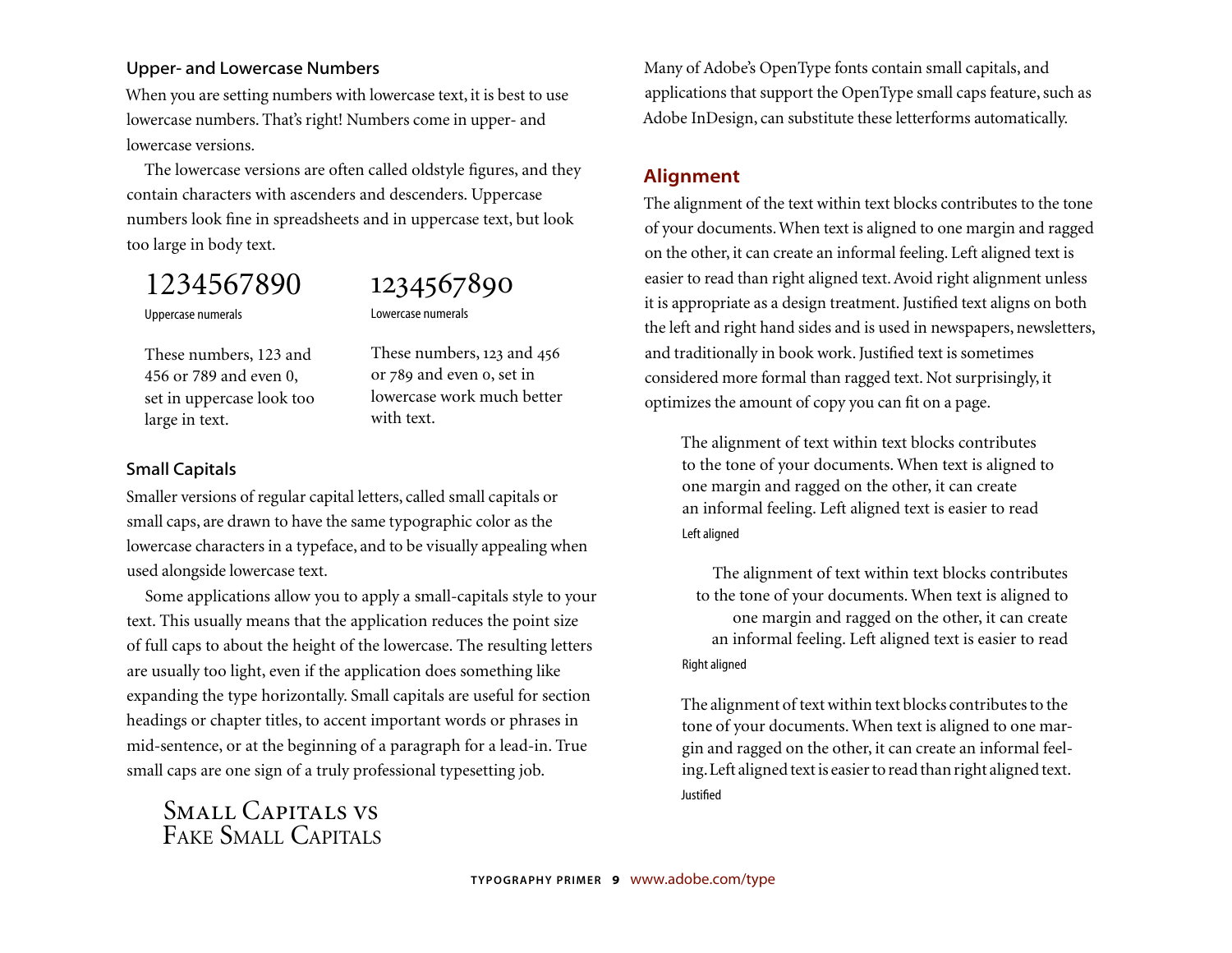### Upper- and Lowercase Numbers

When you are setting numbers with lowercase text, it is best to use lowercase numbers. That's right! Numbers come in upper- and lowercase versions.

The lowercase versions are often called oldstyle figures, and they contain characters with ascenders and descenders. Uppercase numbers look fine in spreadsheets and in uppercase text, but look too large in body text.

1234567890

Uppercase numerals

These numbers, 123 and 456 or 789 and even 0, set in uppercase look too large in text.

1234567890

Lowercase numerals

These numbers, 123 and 456 or 789 and even 0, set in lowercase work much better with text.

### Small Capitals

Smaller versions of regular capital letters, called small capitals or small caps, are drawn to have the same typographic color as the lowercase characters in a typeface, and to be visually appealing when used alongside lowercase text.

Some applications allow you to apply a small-capitals style to your text. This usually means that the application reduces the point size of full caps to about the height of the lowercase. The resulting letters are usually too light, even if the application does something like expanding the type horizontally. Small capitals are useful for section headings or chapter titles, to accent important words or phrases in mid-sentence, or at the beginning of a paragraph for a lead-in. True small caps are one sign of a truly professional typesetting job.

Small Capitals vs
Fake Small Capitals

Many of Adobe's OpenType fonts contain small capitals, and applications that support the OpenType small caps feature, such as Adobe InDesign, can substitute these letterforms automatically.

## Alignment

The alignment of the text within text blocks contributes to the tone of your documents. When text is aligned to one margin and ragged on the other, it can create an informal feeling. Left aligned text is easier to read than right aligned text. Avoid right alignment unless it is appropriate as a design treatment. Justified text aligns on both the left and right hand sides and is used in newspapers, newsletters, and traditionally in book work. Justified text is sometimes considered more formal than ragged text. Not surprisingly, it optimizes the amount of copy you can fit on a page.

The alignment of text within text blocks contributes to the tone of your documents. When text is aligned to one margin and ragged on the other, it can create an informal feeling. Left aligned text is easier to read

Left aligned

The alignment of text within text blocks contributes to the tone of your documents. When text is aligned to one margin and ragged on the other, it can create an informal feeling. Left aligned text is easier to read

Right aligned

The alignment of text within text blocks contributes to the tone of your documents. When text is aligned to one margin and ragged on the other, it can create an informal feeling. Left aligned text is easier to read than right aligned text.

Justified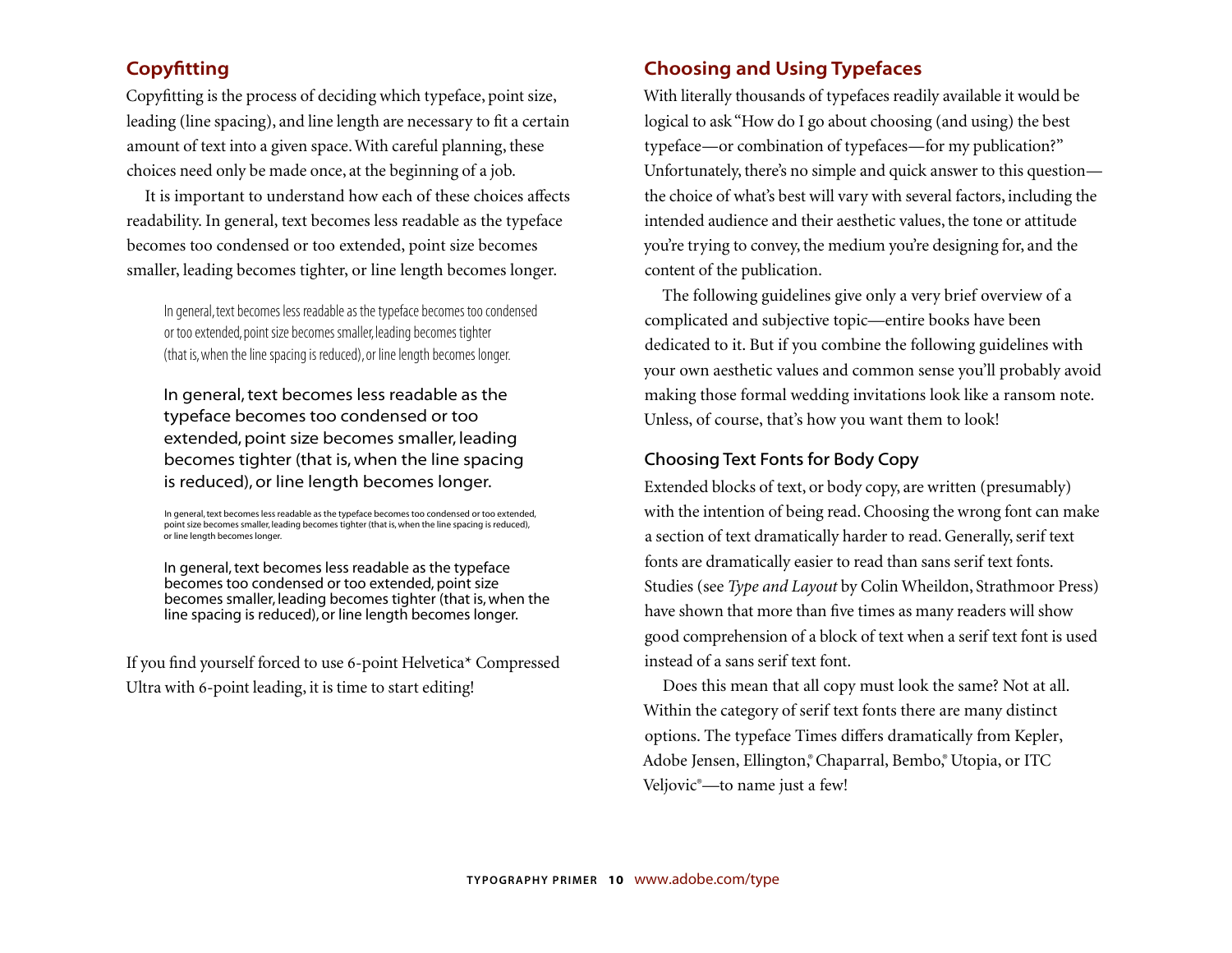## Copyfitting

Copyfitting is the process of deciding which typeface, point size, leading (line spacing), and line length are necessary to fit a certain amount of text into a given space. With careful planning, these choices need only be made once, at the beginning of a job.

It is important to understand how each of these choices affects readability. In general, text becomes less readable as the typeface becomes too condensed or too extended, point size becomes smaller, leading becomes tighter, or line length becomes longer.

> In general, text becomes less readable as the typeface becomes too condensed or too extended, point size becomes smaller, leading becomes tighter (that is, when the line spacing is reduced), or line length becomes longer.

> In general, text becomes less readable as the typeface becomes too condensed or too extended, point size becomes smaller, leading becomes tighter (that is, when the line spacing is reduced), or line length becomes longer.

> In general, text becomes less readable as the typeface becomes too condensed or too extended, point size becomes smaller, leading becomes tighter (that is, when the line spacing is reduced), or line length becomes longer.

> In general, text becomes less readable as the typeface becomes too condensed or too extended, point size becomes smaller, leading becomes tighter (that is, when the line spacing is reduced), or line length becomes longer.

If you find yourself forced to use 6-point Helvetica* Compressed Ultra with 6-point leading, it is time to start editing!

## Choosing and Using Typefaces

With literally thousands of typefaces readily available it would be logical to ask "How do I go about choosing (and using) the best typeface—or combination of typefaces—for my publication?" Unfortunately, there's no simple and quick answer to this question—the choice of what's best will vary with several factors, including the intended audience and their aesthetic values, the tone or attitude you're trying to convey, the medium you're designing for, and the content of the publication.

The following guidelines give only a very brief overview of a complicated and subjective topic—entire books have been dedicated to it. But if you combine the following guidelines with your own aesthetic values and common sense you'll probably avoid making those formal wedding invitations look like a ransom note. Unless, of course, that's how you want them to look!

### Choosing Text Fonts for Body Copy

Extended blocks of text, or body copy, are written (presumably) with the intention of being read. Choosing the wrong font can make a section of text dramatically harder to read. Generally, serif text fonts are dramatically easier to read than sans serif text fonts. Studies (see *Type and Layout* by Colin Wheildon, Strathmoor Press) have shown that more than five times as many readers will show good comprehension of a block of text when a serif text font is used instead of a sans serif text font.

Does this mean that all copy must look the same? Not at all. Within the category of serif text fonts there are many distinct options. The typeface Times differs dramatically from Kepler, Adobe Jensen, Ellington,® Chaparral, Bembo,® Utopia, or ITC Veljovic®—to name just a few!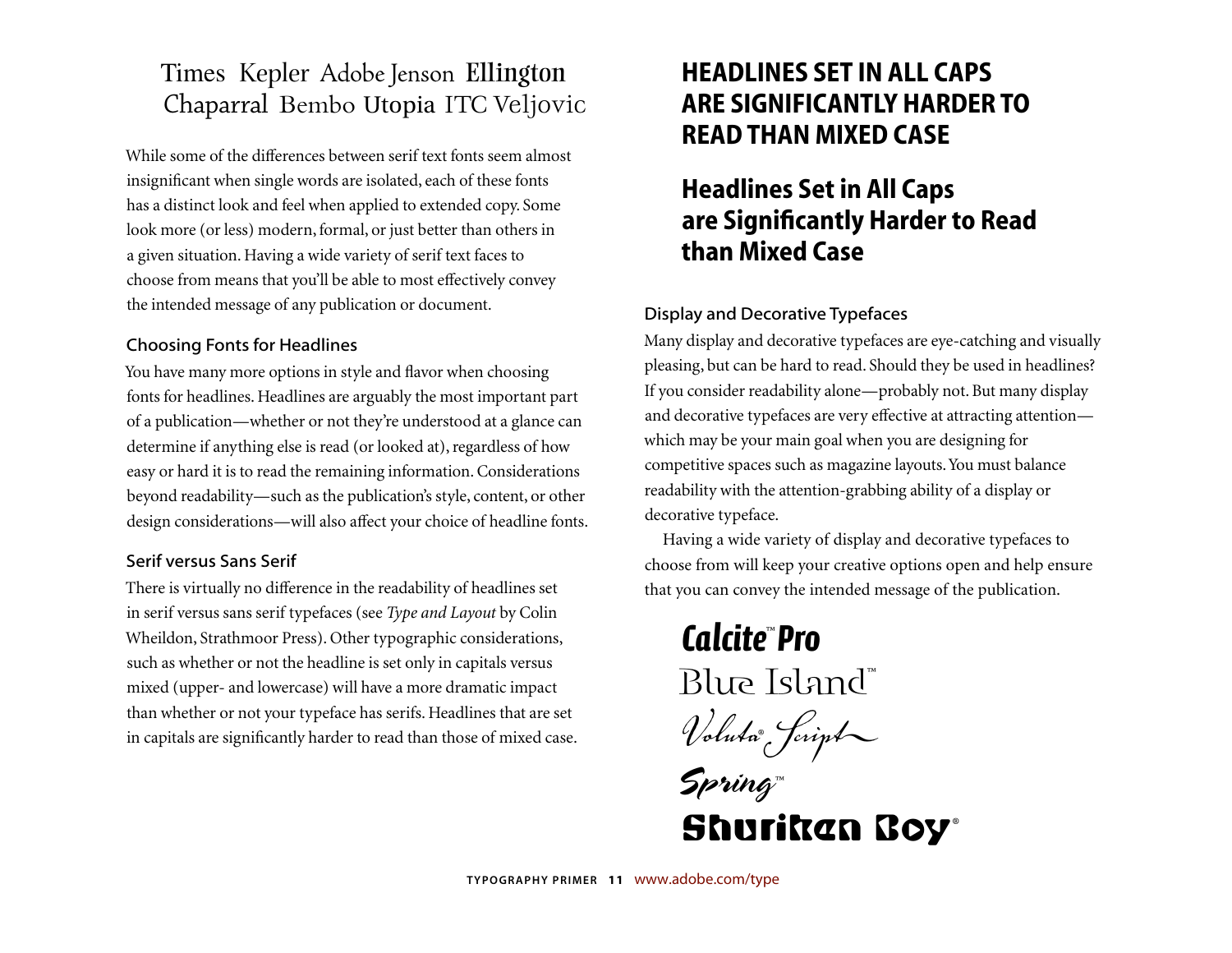Times Kepler Adobe Jenson Ellington
Chaparral Bembo Utopia ITC Veljovic

While some of the differences between serif text fonts seem almost insignificant when single words are isolated, each of these fonts has a distinct look and feel when applied to extended copy. Some look more (or less) modern, formal, or just better than others in a given situation. Having a wide variety of serif text faces to choose from means that you'll be able to most effectively convey the intended message of any publication or document.

### Choosing Fonts for Headlines

You have many more options in style and flavor when choosing fonts for headlines. Headlines are arguably the most important part of a publication—whether or not they're understood at a glance can determine if anything else is read (or looked at), regardless of how easy or hard it is to read the remaining information. Considerations beyond readability—such as the publication's style, content, or other design considerations—will also affect your choice of headline fonts.

### Serif versus Sans Serif

There is virtually no difference in the readability of headlines set in serif versus sans serif typefaces (see *Type and Layout* by Colin Wheildon, Strathmoor Press). Other typographic considerations, such as whether or not the headline is set only in capitals versus mixed (upper- and lowercase) will have a more dramatic impact than whether or not your typeface has serifs. Headlines that are set in capitals are significantly harder to read than those of mixed case.

**HEADLINES SET IN ALL CAPS ARE SIGNIFICANTLY HARDER TO READ THAN MIXED CASE**

**Headlines Set in All Caps are Significantly Harder to Read than Mixed Case**

### Display and Decorative Typefaces

Many display and decorative typefaces are eye-catching and visually pleasing, but can be hard to read. Should they be used in headlines? If you consider readability alone—probably not. But many display and decorative typefaces are very effective at attracting attention—which may be your main goal when you are designing for competitive spaces such as magazine layouts. You must balance readability with the attention-grabbing ability of a display or decorative typeface.

Having a wide variety of display and decorative typefaces to choose from will keep your creative options open and help ensure that you can convey the intended message of the publication.

*Calcite™ Pro*
Blue Island™
Voluta® Script
Spring™
Shuriken Boy®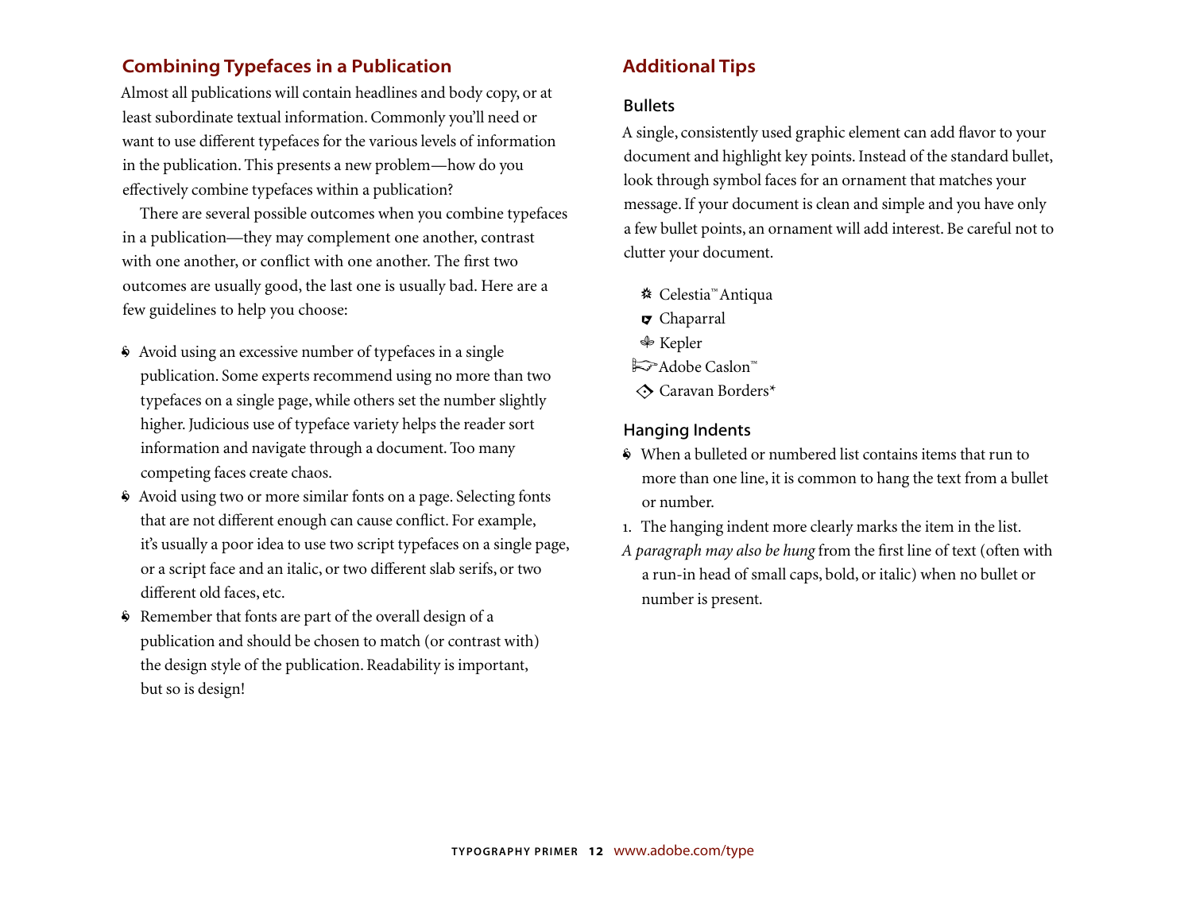## Combining Typefaces in a Publication

Almost all publications will contain headlines and body copy, or at least subordinate textual information. Commonly you'll need or want to use different typefaces for the various levels of information in the publication. This presents a new problem—how do you effectively combine typefaces within a publication?

There are several possible outcomes when you combine typefaces in a publication—they may complement one another, contrast with one another, or conflict with one another. The first two outcomes are usually good, the last one is usually bad. Here are a few guidelines to help you choose:

- Avoid using an excessive number of typefaces in a single publication. Some experts recommend using no more than two typefaces on a single page, while others set the number slightly higher. Judicious use of typeface variety helps the reader sort information and navigate through a document. Too many competing faces create chaos.
- Avoid using two or more similar fonts on a page. Selecting fonts that are not different enough can cause conflict. For example, it's usually a poor idea to use two script typefaces on a single page, or a script face and an italic, or two different slab serifs, or two different old faces, etc.
- Remember that fonts are part of the overall design of a publication and should be chosen to match (or contrast with) the design style of the publication. Readability is important, but so is design!

## Additional Tips

### Bullets

A single, consistently used graphic element can add flavor to your document and highlight key points. Instead of the standard bullet, look through symbol faces for an ornament that matches your message. If your document is clean and simple and you have only a few bullet points, an ornament will add interest. Be careful not to clutter your document.

- Celestia™ Antiqua
- Chaparral
- Kepler
- Adobe Caslon™
- Caravan Borders*

### Hanging Indents

- When a bulleted or numbered list contains items that run to more than one line, it is common to hang the text from a bullet or number.

1. The hanging indent more clearly marks the item in the list.

*A paragraph may also be hung* from the first line of text (often with a run-in head of small caps, bold, or italic) when no bullet or number is present.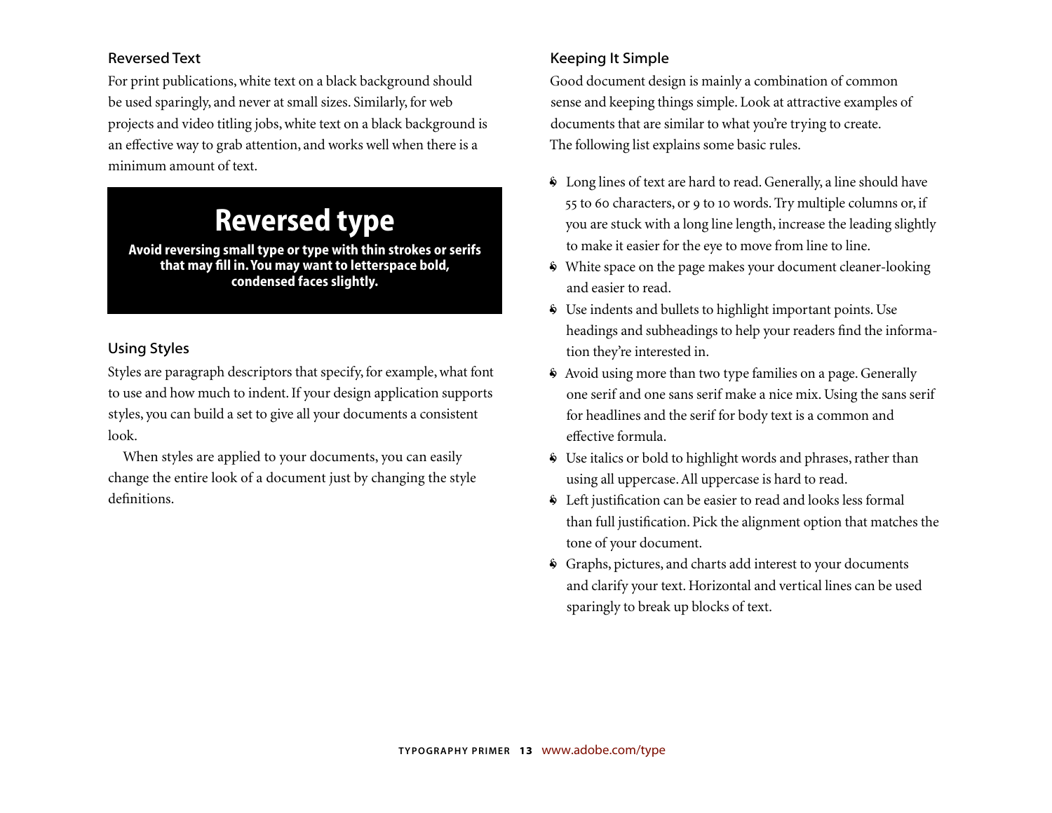## Reversed Text

For print publications, white text on a black background should be used sparingly, and never at small sizes. Similarly, for web projects and video titling jobs, white text on a black background is an effective way to grab attention, and works well when there is a minimum amount of text.

> **Reversed type**
>
> **Avoid reversing small type or type with thin strokes or serifs that may fill in. You may want to letterspace bold, condensed faces slightly.**

## Using Styles

Styles are paragraph descriptors that specify, for example, what font to use and how much to indent. If your design application supports styles, you can build a set to give all your documents a consistent look.

When styles are applied to your documents, you can easily change the entire look of a document just by changing the style definitions.

## Keeping It Simple

Good document design is mainly a combination of common sense and keeping things simple. Look at attractive examples of documents that are similar to what you're trying to create. The following list explains some basic rules.

- Long lines of text are hard to read. Generally, a line should have 55 to 60 characters, or 9 to 10 words. Try multiple columns or, if you are stuck with a long line length, increase the leading slightly to make it easier for the eye to move from line to line.
- White space on the page makes your document cleaner-looking and easier to read.
- Use indents and bullets to highlight important points. Use headings and subheadings to help your readers find the information they're interested in.
- Avoid using more than two type families on a page. Generally one serif and one sans serif make a nice mix. Using the sans serif for headlines and the serif for body text is a common and effective formula.
- Use italics or bold to highlight words and phrases, rather than using all uppercase. All uppercase is hard to read.
- Left justification can be easier to read and looks less formal than full justification. Pick the alignment option that matches the tone of your document.
- Graphs, pictures, and charts add interest to your documents and clarify your text. Horizontal and vertical lines can be used sparingly to break up blocks of text.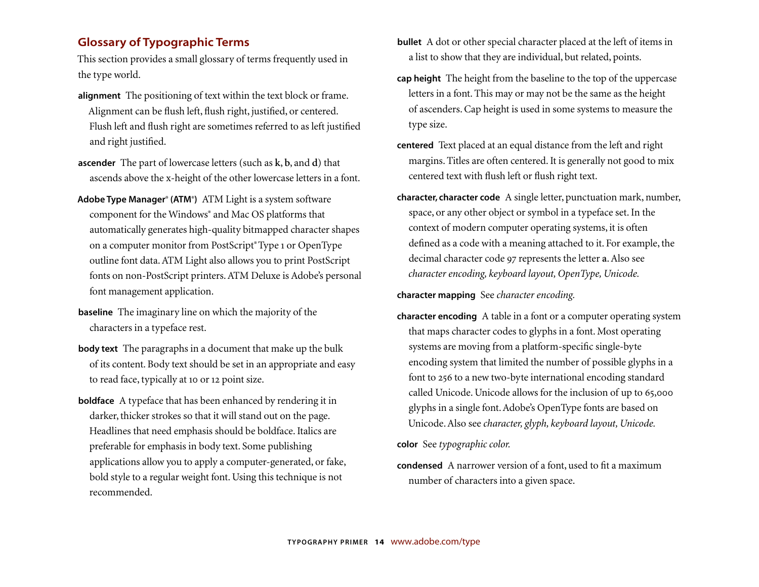## Glossary of Typographic Terms

This section provides a small glossary of terms frequently used in the type world.

**alignment** The positioning of text within the text block or frame. Alignment can be flush left, flush right, justified, or centered. Flush left and flush right are sometimes referred to as left justified and right justified.

**ascender** The part of lowercase letters (such as **k**, **b**, and **d**) that ascends above the x-height of the other lowercase letters in a font.

**Adobe Type Manager® (ATM®)** ATM Light is a system software component for the Windows® and Mac OS platforms that automatically generates high-quality bitmapped character shapes on a computer monitor from PostScript® Type 1 or OpenType outline font data. ATM Light also allows you to print PostScript fonts on non-PostScript printers. ATM Deluxe is Adobe's personal font management application.

**baseline** The imaginary line on which the majority of the characters in a typeface rest.

**body text** The paragraphs in a document that make up the bulk of its content. Body text should be set in an appropriate and easy to read face, typically at 10 or 12 point size.

**boldface** A typeface that has been enhanced by rendering it in darker, thicker strokes so that it will stand out on the page. Headlines that need emphasis should be boldface. Italics are preferable for emphasis in body text. Some publishing applications allow you to apply a computer-generated, or fake, bold style to a regular weight font. Using this technique is not recommended.

**bullet** A dot or other special character placed at the left of items in a list to show that they are individual, but related, points.

**cap height** The height from the baseline to the top of the uppercase letters in a font. This may or may not be the same as the height of ascenders. Cap height is used in some systems to measure the type size.

**centered** Text placed at an equal distance from the left and right margins. Titles are often centered. It is generally not good to mix centered text with flush left or flush right text.

**character, character code** A single letter, punctuation mark, number, space, or any other object or symbol in a typeface set. In the context of modern computer operating systems, it is often defined as a code with a meaning attached to it. For example, the decimal character code 97 represents the letter **a**. Also see *character encoding, keyboard layout, OpenType, Unicode.*

**character mapping** See *character encoding.*

**character encoding** A table in a font or a computer operating system that maps character codes to glyphs in a font. Most operating systems are moving from a platform-specific single-byte encoding system that limited the number of possible glyphs in a font to 256 to a new two-byte international encoding standard called Unicode. Unicode allows for the inclusion of up to 65,000 glyphs in a single font. Adobe's OpenType fonts are based on Unicode. Also see *character, glyph, keyboard layout, Unicode.*

**color** See *typographic color.*

**condensed** A narrower version of a font, used to fit a maximum number of characters into a given space.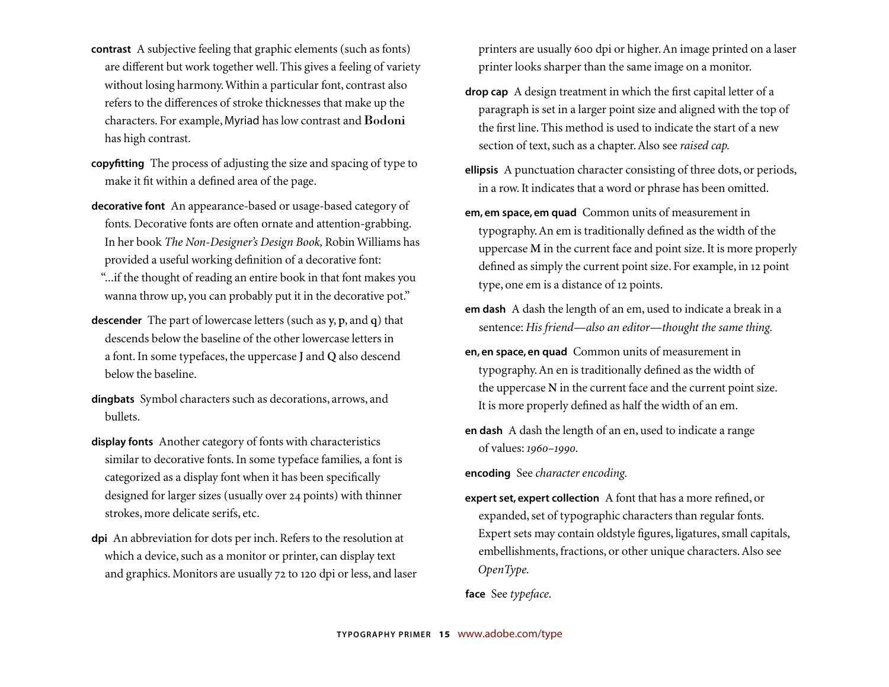**contrast** A subjective feeling that graphic elements (such as fonts) are different but work together well. This gives a feeling of variety without losing harmony. Within a particular font, contrast also refers to the differences of stroke thicknesses that make up the characters. For example, Myriad has low contrast and **Bodoni** has high contrast.

**copyfitting** The process of adjusting the size and spacing of type to make it fit within a defined area of the page.

**decorative font** An appearance-based or usage-based category of fonts. Decorative fonts are often ornate and attention-grabbing. In her book *The Non-Designer's Design Book,* Robin Williams has provided a useful working definition of a decorative font: "...if the thought of reading an entire book in that font makes you wanna throw up, you can probably put it in the decorative pot."

**descender** The part of lowercase letters (such as **y**, **p**, and **q**) that descends below the baseline of the other lowercase letters in a font. In some typefaces, the uppercase **J** and **Q** also descend below the baseline.

**dingbats** Symbol characters such as decorations, arrows, and bullets.

**display fonts** Another category of fonts with characteristics similar to decorative fonts. In some typeface families, a font is categorized as a display font when it has been specifically designed for larger sizes (usually over 24 points) with thinner strokes, more delicate serifs, etc.

**dpi** An abbreviation for dots per inch. Refers to the resolution at which a device, such as a monitor or printer, can display text and graphics. Monitors are usually 72 to 120 dpi or less, and laser printers are usually 600 dpi or higher. An image printed on a laser printer looks sharper than the same image on a monitor.

**drop cap** A design treatment in which the first capital letter of a paragraph is set in a larger point size and aligned with the top of the first line. This method is used to indicate the start of a new section of text, such as a chapter. Also see *raised cap.*

**ellipsis** A punctuation character consisting of three dots, or periods, in a row. It indicates that a word or phrase has been omitted.

**em, em space, em quad** Common units of measurement in typography. An em is traditionally defined as the width of the uppercase **M** in the current face and point size. It is more properly defined as simply the current point size. For example, in 12 point type, one em is a distance of 12 points.

**em dash** A dash the length of an em, used to indicate a break in a sentence: *His friend—also an editor—thought the same thing.*

**en, en space, en quad** Common units of measurement in typography. An en is traditionally defined as the width of the uppercase **N** in the current face and the current point size. It is more properly defined as half the width of an em.

**en dash** A dash the length of an en, used to indicate a range of values: *1960–1990.*

**encoding** See *character encoding.*

**expert set, expert collection** A font that has a more refined, or expanded, set of typographic characters than regular fonts. Expert sets may contain oldstyle figures, ligatures, small capitals, embellishments, fractions, or other unique characters. Also see *OpenType.*

**face** See *typeface.*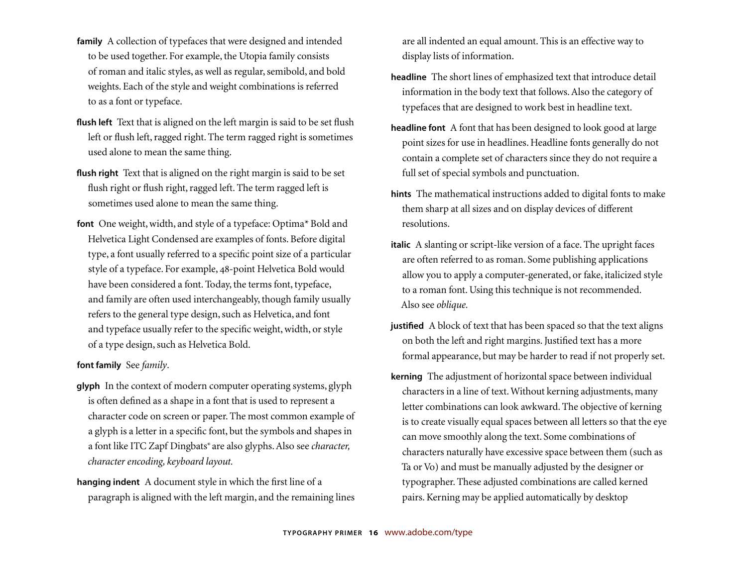**family** A collection of typefaces that were designed and intended to be used together. For example, the Utopia family consists of roman and italic styles, as well as regular, semibold, and bold weights. Each of the style and weight combinations is referred to as a font or typeface.

**flush left** Text that is aligned on the left margin is said to be set flush left or flush left, ragged right. The term ragged right is sometimes used alone to mean the same thing.

**flush right** Text that is aligned on the right margin is said to be set flush right or flush right, ragged left. The term ragged left is sometimes used alone to mean the same thing.

**font** One weight, width, and style of a typeface: Optima* Bold and Helvetica Light Condensed are examples of fonts. Before digital type, a font usually referred to a specific point size of a particular style of a typeface. For example, 48-point Helvetica Bold would have been considered a font. Today, the terms font, typeface, and family are often used interchangeably, though family usually refers to the general type design, such as Helvetica, and font and typeface usually refer to the specific weight, width, or style of a type design, such as Helvetica Bold.

**font family** See *family*.

**glyph** In the context of modern computer operating systems, glyph is often defined as a shape in a font that is used to represent a character code on screen or paper. The most common example of a glyph is a letter in a specific font, but the symbols and shapes in a font like ITC Zapf Dingbats® are also glyphs. Also see *character, character encoding, keyboard layout.*

**hanging indent** A document style in which the first line of a paragraph is aligned with the left margin, and the remaining lines are all indented an equal amount. This is an effective way to display lists of information.

**headline** The short lines of emphasized text that introduce detail information in the body text that follows. Also the category of typefaces that are designed to work best in headline text.

**headline font** A font that has been designed to look good at large point sizes for use in headlines. Headline fonts generally do not contain a complete set of characters since they do not require a full set of special symbols and punctuation.

**hints** The mathematical instructions added to digital fonts to make them sharp at all sizes and on display devices of different resolutions.

**italic** A slanting or script-like version of a face. The upright faces are often referred to as roman. Some publishing applications allow you to apply a computer-generated, or fake, italicized style to a roman font. Using this technique is not recommended. Also see *oblique.*

**justified** A block of text that has been spaced so that the text aligns on both the left and right margins. Justified text has a more formal appearance, but may be harder to read if not properly set.

**kerning** The adjustment of horizontal space between individual characters in a line of text. Without kerning adjustments, many letter combinations can look awkward. The objective of kerning is to create visually equal spaces between all letters so that the eye can move smoothly along the text. Some combinations of characters naturally have excessive space between them (such as Ta or Vo) and must be manually adjusted by the designer or typographer. These adjusted combinations are called kerned pairs. Kerning may be applied automatically by desktop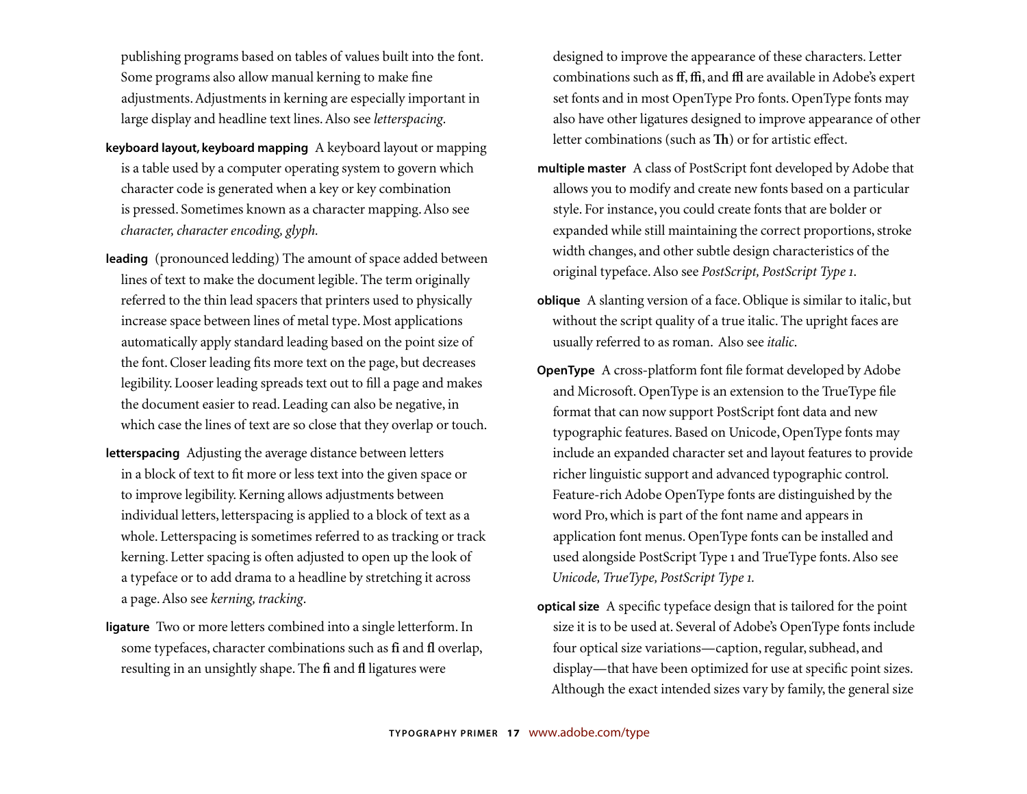publishing programs based on tables of values built into the font. Some programs also allow manual kerning to make fine adjustments. Adjustments in kerning are especially important in large display and headline text lines. Also see *letterspacing*.

**keyboard layout, keyboard mapping** A keyboard layout or mapping is a table used by a computer operating system to govern which character code is generated when a key or key combination is pressed. Sometimes known as a character mapping. Also see *character, character encoding, glyph.*

**leading** (pronounced ledding) The amount of space added between lines of text to make the document legible. The term originally referred to the thin lead spacers that printers used to physically increase space between lines of metal type. Most applications automatically apply standard leading based on the point size of the font. Closer leading fits more text on the page, but decreases legibility. Looser leading spreads text out to fill a page and makes the document easier to read. Leading can also be negative, in which case the lines of text are so close that they overlap or touch.

**letterspacing** Adjusting the average distance between letters in a block of text to fit more or less text into the given space or to improve legibility. Kerning allows adjustments between individual letters, letterspacing is applied to a block of text as a whole. Letterspacing is sometimes referred to as tracking or track kerning. Letter spacing is often adjusted to open up the look of a typeface or to add drama to a headline by stretching it across a page. Also see *kerning, tracking*.

**ligature** Two or more letters combined into a single letterform. In some typefaces, character combinations such as **fi** and **fl** overlap, resulting in an unsightly shape. The **fi** and **fl** ligatures were designed to improve the appearance of these characters. Letter combinations such as **ff**, **ffi**, and **ffl** are available in Adobe's expert set fonts and in most OpenType Pro fonts. OpenType fonts may also have other ligatures designed to improve appearance of other letter combinations (such as **Th**) or for artistic effect.

**multiple master** A class of PostScript font developed by Adobe that allows you to modify and create new fonts based on a particular style. For instance, you could create fonts that are bolder or expanded while still maintaining the correct proportions, stroke width changes, and other subtle design characteristics of the original typeface. Also see *PostScript, PostScript Type 1*.

**oblique** A slanting version of a face. Oblique is similar to italic, but without the script quality of a true italic. The upright faces are usually referred to as roman. Also see *italic*.

**OpenType** A cross-platform font file format developed by Adobe and Microsoft. OpenType is an extension to the TrueType file format that can now support PostScript font data and new typographic features. Based on Unicode, OpenType fonts may include an expanded character set and layout features to provide richer linguistic support and advanced typographic control. Feature-rich Adobe OpenType fonts are distinguished by the word Pro, which is part of the font name and appears in application font menus. OpenType fonts can be installed and used alongside PostScript Type 1 and TrueType fonts. Also see *Unicode, TrueType, PostScript Type 1.*

**optical size** A specific typeface design that is tailored for the point size it is to be used at. Several of Adobe's OpenType fonts include four optical size variations—caption, regular, subhead, and display—that have been optimized for use at specific point sizes. Although the exact intended sizes vary by family, the general size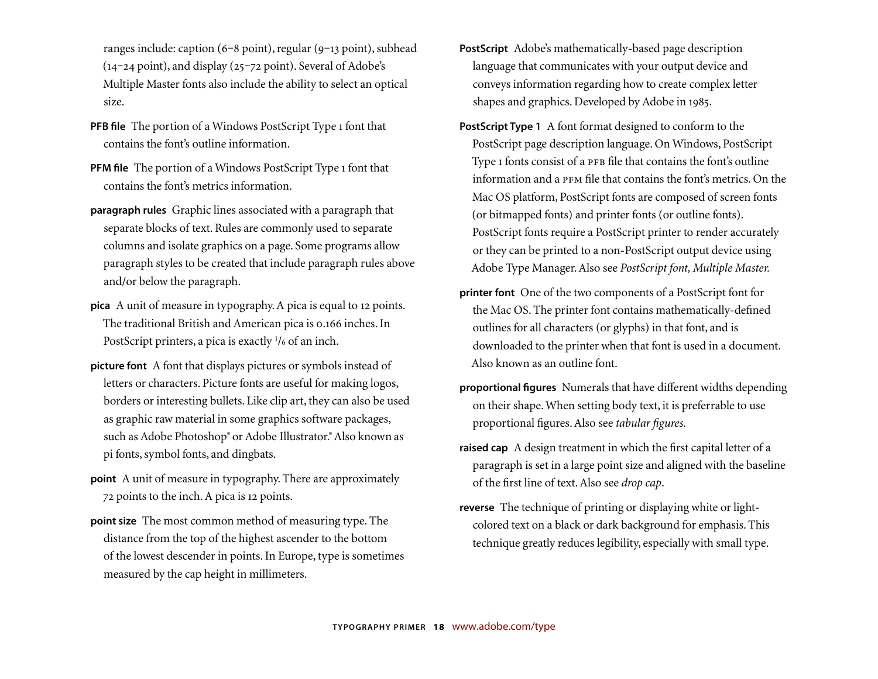ranges include: caption (6–8 point), regular (9–13 point), subhead (14–24 point), and display (25–72 point). Several of Adobe's Multiple Master fonts also include the ability to select an optical size.

**PFB file** The portion of a Windows PostScript Type 1 font that contains the font's outline information.

**PFM file** The portion of a Windows PostScript Type 1 font that contains the font's metrics information.

**paragraph rules** Graphic lines associated with a paragraph that separate blocks of text. Rules are commonly used to separate columns and isolate graphics on a page. Some programs allow paragraph styles to be created that include paragraph rules above and/or below the paragraph.

**pica** A unit of measure in typography. A pica is equal to 12 points. The traditional British and American pica is 0.166 inches. In PostScript printers, a pica is exactly 1/6 of an inch.

**picture font** A font that displays pictures or symbols instead of letters or characters. Picture fonts are useful for making logos, borders or interesting bullets. Like clip art, they can also be used as graphic raw material in some graphics software packages, such as Adobe Photoshop® or Adobe Illustrator.® Also known as pi fonts, symbol fonts, and dingbats.

**point** A unit of measure in typography. There are approximately 72 points to the inch. A pica is 12 points.

**point size** The most common method of measuring type. The distance from the top of the highest ascender to the bottom of the lowest descender in points. In Europe, type is sometimes measured by the cap height in millimeters.

**PostScript** Adobe's mathematically-based page description language that communicates with your output device and conveys information regarding how to create complex letter shapes and graphics. Developed by Adobe in 1985.

**PostScript Type 1** A font format designed to conform to the PostScript page description language. On Windows, PostScript Type 1 fonts consist of a PFB file that contains the font's outline information and a PFM file that contains the font's metrics. On the Mac OS platform, PostScript fonts are composed of screen fonts (or bitmapped fonts) and printer fonts (or outline fonts). PostScript fonts require a PostScript printer to render accurately or they can be printed to a non-PostScript output device using Adobe Type Manager. Also see *PostScript font, Multiple Master.*

**printer font** One of the two components of a PostScript font for the Mac OS. The printer font contains mathematically-defined outlines for all characters (or glyphs) in that font, and is downloaded to the printer when that font is used in a document. Also known as an outline font.

**proportional figures** Numerals that have different widths depending on their shape. When setting body text, it is preferrable to use proportional figures. Also see *tabular figures.*

**raised cap** A design treatment in which the first capital letter of a paragraph is set in a large point size and aligned with the baseline of the first line of text. Also see *drop cap*.

**reverse** The technique of printing or displaying white or light-colored text on a black or dark background for emphasis. This technique greatly reduces legibility, especially with small type.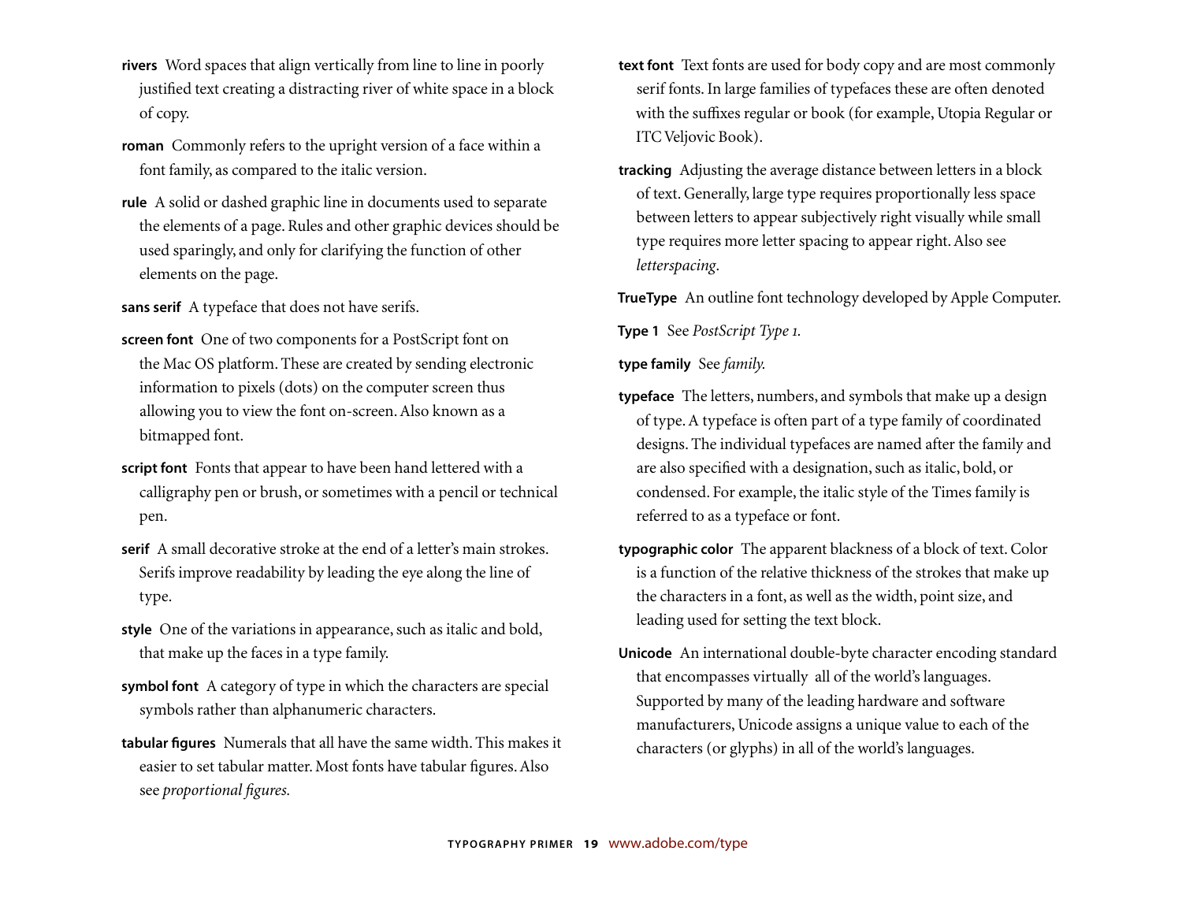**rivers** Word spaces that align vertically from line to line in poorly justified text creating a distracting river of white space in a block of copy.

**roman** Commonly refers to the upright version of a face within a font family, as compared to the italic version.

**rule** A solid or dashed graphic line in documents used to separate the elements of a page. Rules and other graphic devices should be used sparingly, and only for clarifying the function of other elements on the page.

**sans serif** A typeface that does not have serifs.

**screen font** One of two components for a PostScript font on the Mac OS platform. These are created by sending electronic information to pixels (dots) on the computer screen thus allowing you to view the font on-screen. Also known as a bitmapped font.

**script font** Fonts that appear to have been hand lettered with a calligraphy pen or brush, or sometimes with a pencil or technical pen.

**serif** A small decorative stroke at the end of a letter's main strokes. Serifs improve readability by leading the eye along the line of type.

**style** One of the variations in appearance, such as italic and bold, that make up the faces in a type family.

**symbol font** A category of type in which the characters are special symbols rather than alphanumeric characters.

**tabular figures** Numerals that all have the same width. This makes it easier to set tabular matter. Most fonts have tabular figures. Also see *proportional figures.*

**text font** Text fonts are used for body copy and are most commonly serif fonts. In large families of typefaces these are often denoted with the suffixes regular or book (for example, Utopia Regular or ITC Veljovic Book).

**tracking** Adjusting the average distance between letters in a block of text. Generally, large type requires proportionally less space between letters to appear subjectively right visually while small type requires more letter spacing to appear right. Also see *letterspacing*.

**TrueType** An outline font technology developed by Apple Computer.

**Type 1** See *PostScript Type 1.*

**type family** See *family.*

**typeface** The letters, numbers, and symbols that make up a design of type. A typeface is often part of a type family of coordinated designs. The individual typefaces are named after the family and are also specified with a designation, such as italic, bold, or condensed. For example, the italic style of the Times family is referred to as a typeface or font.

**typographic color** The apparent blackness of a block of text. Color is a function of the relative thickness of the strokes that make up the characters in a font, as well as the width, point size, and leading used for setting the text block.

**Unicode** An international double-byte character encoding standard that encompasses virtually all of the world's languages. Supported by many of the leading hardware and software manufacturers, Unicode assigns a unique value to each of the characters (or glyphs) in all of the world's languages.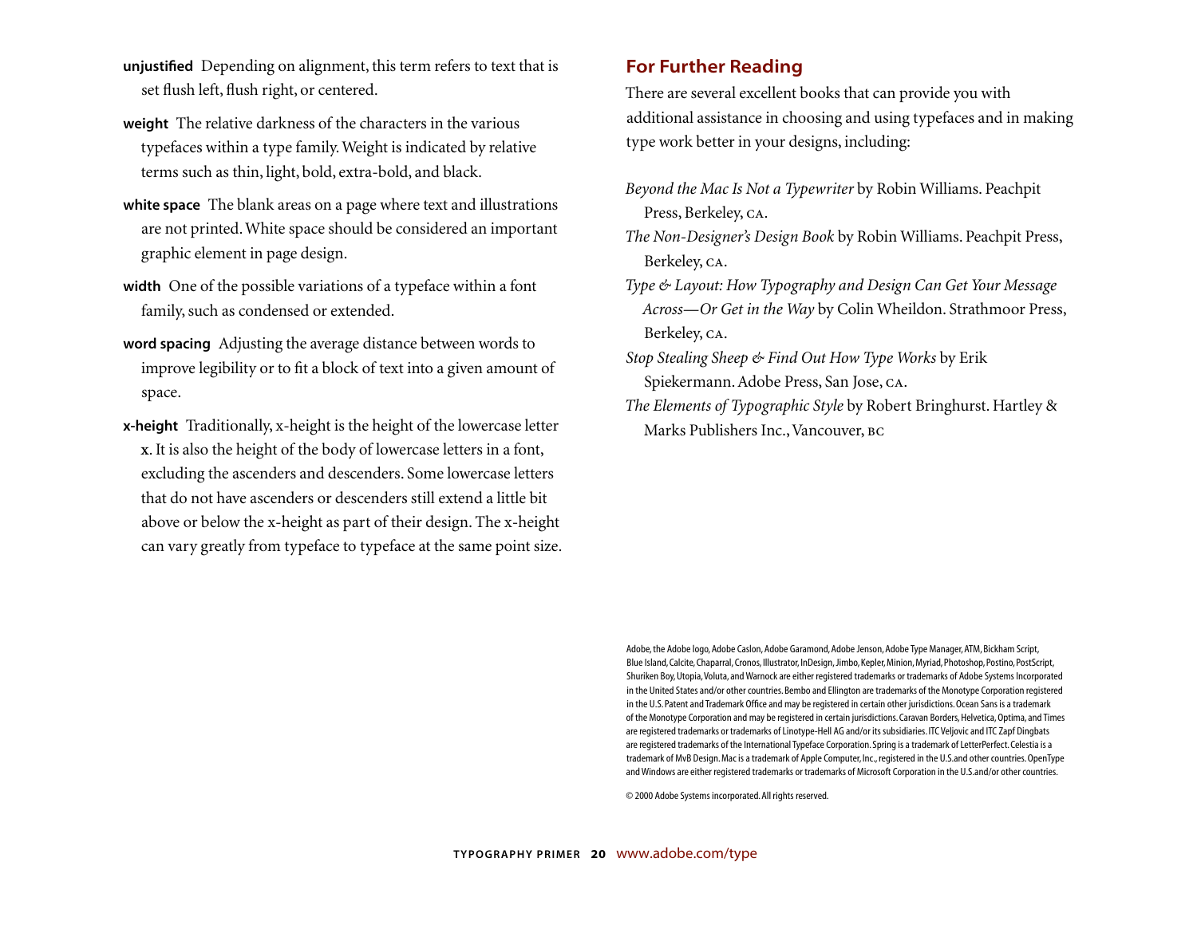**unjustified** Depending on alignment, this term refers to text that is set flush left, flush right, or centered.

**weight** The relative darkness of the characters in the various typefaces within a type family. Weight is indicated by relative terms such as thin, light, bold, extra-bold, and black.

**white space** The blank areas on a page where text and illustrations are not printed. White space should be considered an important graphic element in page design.

**width** One of the possible variations of a typeface within a font family, such as condensed or extended.

**word spacing** Adjusting the average distance between words to improve legibility or to fit a block of text into a given amount of space.

**x-height** Traditionally, x-height is the height of the lowercase letter **x**. It is also the height of the body of lowercase letters in a font, excluding the ascenders and descenders. Some lowercase letters that do not have ascenders or descenders still extend a little bit above or below the x-height as part of their design. The x-height can vary greatly from typeface to typeface at the same point size.

## For Further Reading

There are several excellent books that can provide you with additional assistance in choosing and using typefaces and in making type work better in your designs, including:

*Beyond the Mac Is Not a Typewriter* by Robin Williams. Peachpit Press, Berkeley, CA.

*The Non-Designer's Design Book* by Robin Williams. Peachpit Press, Berkeley, CA.

*Type & Layout: How Typography and Design Can Get Your Message Across—Or Get in the Way* by Colin Wheildon. Strathmoor Press, Berkeley, CA.

*Stop Stealing Sheep & Find Out How Type Works* by Erik Spiekermann. Adobe Press, San Jose, CA.

*The Elements of Typographic Style* by Robert Bringhurst. Hartley & Marks Publishers Inc., Vancouver, BC

Adobe, the Adobe logo, Adobe Caslon, Adobe Garamond, Adobe Jenson, Adobe Type Manager, ATM, Bickham Script, Blue Island, Calcite, Chaparral, Cronos, Illustrator, InDesign, Jimbo, Kepler, Minion, Myriad, Photoshop, Postino, PostScript, Shuriken Boy, Utopia, Voluta, and Warnock are either registered trademarks or trademarks of Adobe Systems Incorporated in the United States and/or other countries. Bembo and Ellington are trademarks of the Monotype Corporation registered in the U.S. Patent and Trademark Office and may be registered in certain other jurisdictions. Ocean Sans is a trademark of the Monotype Corporation and may be registered in certain jurisdictions. Caravan Borders, Helvetica, Optima, and Times are registered trademarks or trademarks of Linotype-Hell AG and/or its subsidiaries. ITC Veljovic and ITC Zapf Dingbats are registered trademarks of the International Typeface Corporation. Spring is a trademark of LetterPerfect. Celestia is a trademark of MvB Design. Mac is a trademark of Apple Computer, Inc., registered in the U.S.and other countries. OpenType and Windows are either registered trademarks or trademarks of Microsoft Corporation in the U.S.and/or other countries.

© 2000 Adobe Systems incorporated. All rights reserved.